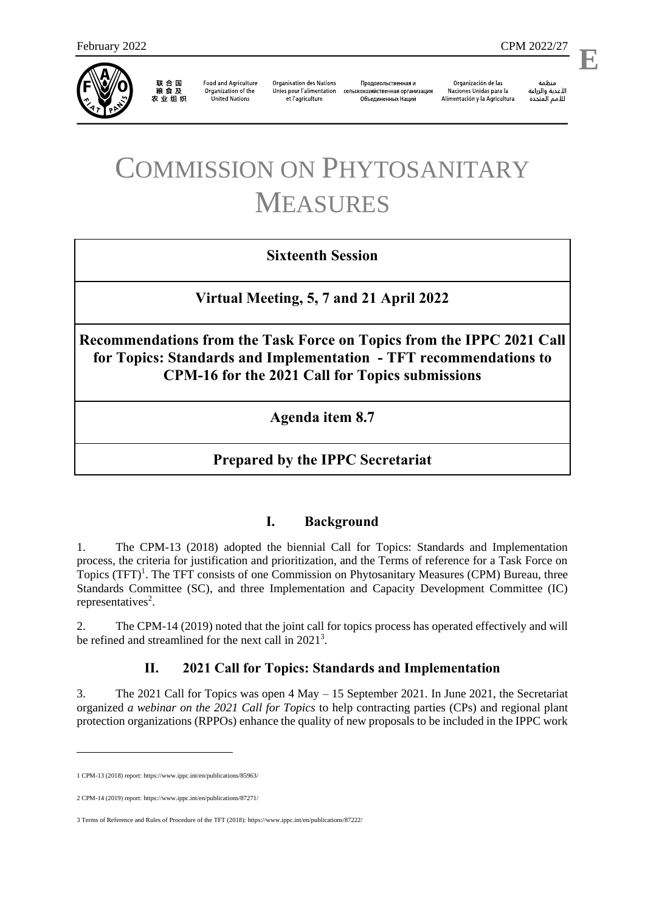# COMMISSION ON PHYTOSANITARY MEASURES

**Sixteenth Session**

**Virtual Meeting, 5, 7 and 21 April 2022**

**Recommendations from the Task Force on Topics from the IPPC 2021 Call for Topics: Standards and Implementation - TFT recommendations to CPM-16 for the 2021 Call for Topics submissions**

**Agenda item 8.7**

**Prepared by the IPPC Secretariat**

## I. Background

1. The CPM-13 (2018) adopted the biennial Call for Topics: Standards and Implementation process, the criteria for justification and prioritization, and the Terms of reference for a Task Force on Topics (TFT)[1]. The TFT consists of one Commission on Phytosanitary Measures (CPM) Bureau, three Standards Committee (SC), and three Implementation and Capacity Development Committee (IC) representatives[2].

2. The CPM-14 (2019) noted that the joint call for topics process has operated effectively and will be refined and streamlined for the next call in 2021[3].

## II. 2021 Call for Topics: Standards and Implementation

3. The 2021 Call for Topics was open 4 May – 15 September 2021. In June 2021, the Secretariat organized *a webinar on the 2021 Call for Topics* to help contracting parties (CPs) and regional plant protection organizations (RPPOs) enhance the quality of new proposals to be included in the IPPC work

---

1 CPM-13 (2018) report: https://www.ippc.int/en/publications/85963/

2 CPM-14 (2019) report: https://www.ippc.int/en/publications/87271/

3 Terms of Reference and Rules of Procedure of the TFT (2018): https://www.ippc.int/en/publications/87222/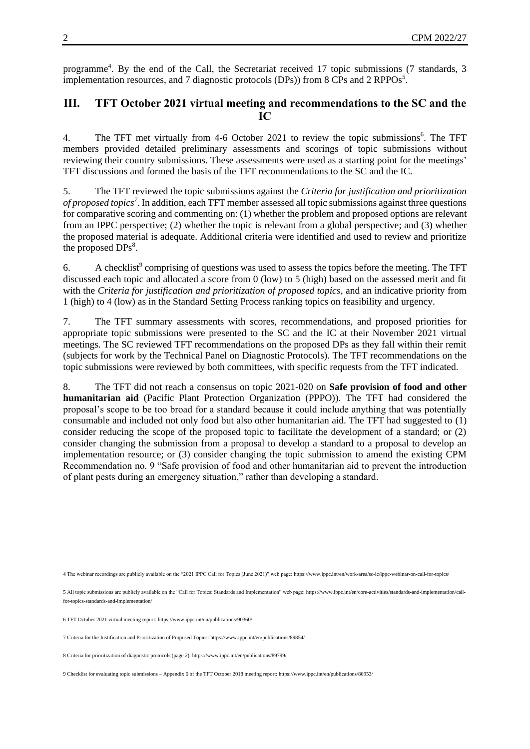programme[4]. By the end of the Call, the Secretariat received 17 topic submissions (7 standards, 3 implementation resources, and 7 diagnostic protocols (DPs)) from 8 CPs and 2 RPPOs[5].

## III. TFT October 2021 virtual meeting and recommendations to the SC and the IC

4. The TFT met virtually from 4-6 October 2021 to review the topic submissions[6]. The TFT members provided detailed preliminary assessments and scorings of topic submissions without reviewing their country submissions. These assessments were used as a starting point for the meetings' TFT discussions and formed the basis of the TFT recommendations to the SC and the IC.

5. The TFT reviewed the topic submissions against the *Criteria for justification and prioritization of proposed topics*[7]. In addition, each TFT member assessed all topic submissions against three questions for comparative scoring and commenting on: (1) whether the problem and proposed options are relevant from an IPPC perspective; (2) whether the topic is relevant from a global perspective; and (3) whether the proposed material is adequate. Additional criteria were identified and used to review and prioritize the proposed DPs[8].

6. A checklist[9] comprising of questions was used to assess the topics before the meeting. The TFT discussed each topic and allocated a score from 0 (low) to 5 (high) based on the assessed merit and fit with the *Criteria for justification and prioritization of proposed topics*, and an indicative priority from 1 (high) to 4 (low) as in the Standard Setting Process ranking topics on feasibility and urgency.

7. The TFT summary assessments with scores, recommendations, and proposed priorities for appropriate topic submissions were presented to the SC and the IC at their November 2021 virtual meetings. The SC reviewed TFT recommendations on the proposed DPs as they fall within their remit (subjects for work by the Technical Panel on Diagnostic Protocols). The TFT recommendations on the topic submissions were reviewed by both committees, with specific requests from the TFT indicated.

8. The TFT did not reach a consensus on topic 2021-020 on **Safe provision of food and other humanitarian aid** (Pacific Plant Protection Organization (PPPO)). The TFT had considered the proposal's scope to be too broad for a standard because it could include anything that was potentially consumable and included not only food but also other humanitarian aid. The TFT had suggested to (1) consider reducing the scope of the proposed topic to facilitate the development of a standard; or (2) consider changing the submission from a proposal to develop a standard to a proposal to develop an implementation resource; or (3) consider changing the topic submission to amend the existing CPM Recommendation no. 9 "Safe provision of food and other humanitarian aid to prevent the introduction of plant pests during an emergency situation," rather than developing a standard.

---

4 The webinar recordings are publicly available on the "2021 IPPC Call for Topics (June 2021)" web page: https://www.ippc.int/en/work-area/sc-ic/ippc-webinar-on-call-for-topics/

5 All topic submissions are publicly available on the "Call for Topics: Standards and Implementation" web page: https://www.ippc.int/en/core-activities/standards-and-implementation/call-for-topics-standards-and-implementation/

6 TFT October 2021 virtual meeting report: https://www.ippc.int/en/publications/90360/

7 Criteria for the Justification and Prioritization of Proposed Topics: https://www.ippc.int/en/publications/89854/

8 Criteria for prioritization of diagnostic protocols (page 2): https://www.ippc.int/en/publications/89799/

9 Checklist for evaluating topic submissions – Appendix 6 of the TFT October 2018 meeting report: https://www.ippc.int/en/publications/86953/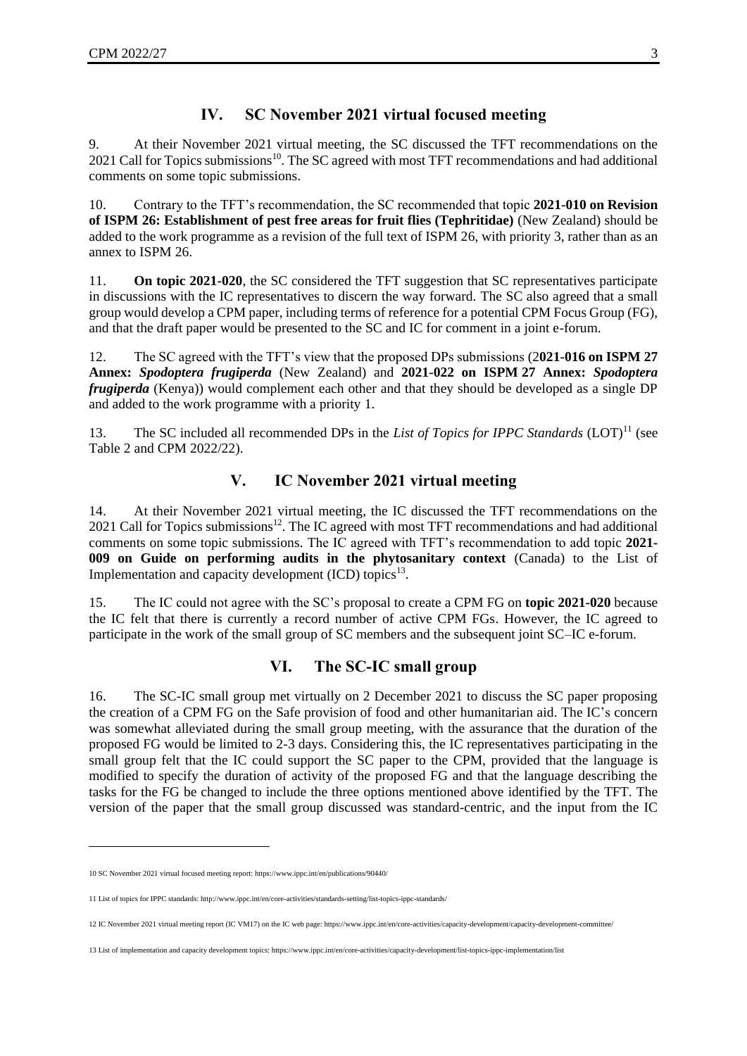## IV. SC November 2021 virtual focused meeting

9. At their November 2021 virtual meeting, the SC discussed the TFT recommendations on the 2021 Call for Topics submissions[10]. The SC agreed with most TFT recommendations and had additional comments on some topic submissions.

10. Contrary to the TFT's recommendation, the SC recommended that topic **2021-010 on Revision of ISPM 26: Establishment of pest free areas for fruit flies (Tephritidae)** (New Zealand) should be added to the work programme as a revision of the full text of ISPM 26, with priority 3, rather than as an annex to ISPM 26.

11. **On topic 2021-020**, the SC considered the TFT suggestion that SC representatives participate in discussions with the IC representatives to discern the way forward. The SC also agreed that a small group would develop a CPM paper, including terms of reference for a potential CPM Focus Group (FG), and that the draft paper would be presented to the SC and IC for comment in a joint e-forum.

12. The SC agreed with the TFT's view that the proposed DPs submissions (2**021-016 on ISPM 27 Annex: *Spodoptera frugiperda*** (New Zealand) and **2021-022 on ISPM 27 Annex: *Spodoptera frugiperda*** (Kenya)) would complement each other and that they should be developed as a single DP and added to the work programme with a priority 1.

13. The SC included all recommended DPs in the *List of Topics for IPPC Standards* (LOT)[11] (see Table 2 and CPM 2022/22).

## V. IC November 2021 virtual meeting

14. At their November 2021 virtual meeting, the IC discussed the TFT recommendations on the 2021 Call for Topics submissions[12]. The IC agreed with most TFT recommendations and had additional comments on some topic submissions. The IC agreed with TFT's recommendation to add topic **2021-009 on Guide on performing audits in the phytosanitary context** (Canada) to the List of Implementation and capacity development (ICD) topics[13].

15. The IC could not agree with the SC's proposal to create a CPM FG on **topic 2021-020** because the IC felt that there is currently a record number of active CPM FGs. However, the IC agreed to participate in the work of the small group of SC members and the subsequent joint SC–IC e-forum.

## VI. The SC-IC small group

16. The SC-IC small group met virtually on 2 December 2021 to discuss the SC paper proposing the creation of a CPM FG on the Safe provision of food and other humanitarian aid. The IC's concern was somewhat alleviated during the small group meeting, with the assurance that the duration of the proposed FG would be limited to 2-3 days. Considering this, the IC representatives participating in the small group felt that the IC could support the SC paper to the CPM, provided that the language is modified to specify the duration of activity of the proposed FG and that the language describing the tasks for the FG be changed to include the three options mentioned above identified by the TFT. The version of the paper that the small group discussed was standard-centric, and the input from the IC

---

10 SC November 2021 virtual focused meeting report: https://www.ippc.int/en/publications/90440/

11 List of topics for IPPC standards: http://www.ippc.int/en/core-activities/standards-setting/list-topics-ippc-standards/

12 IC November 2021 virtual meeting report (IC VM17) on the IC web page: https://www.ippc.int/en/core-activities/capacity-development/capacity-development-committee/

13 List of implementation and capacity development topics: https://www.ippc.int/en/core-activities/capacity-development/list-topics-ippc-implementation/list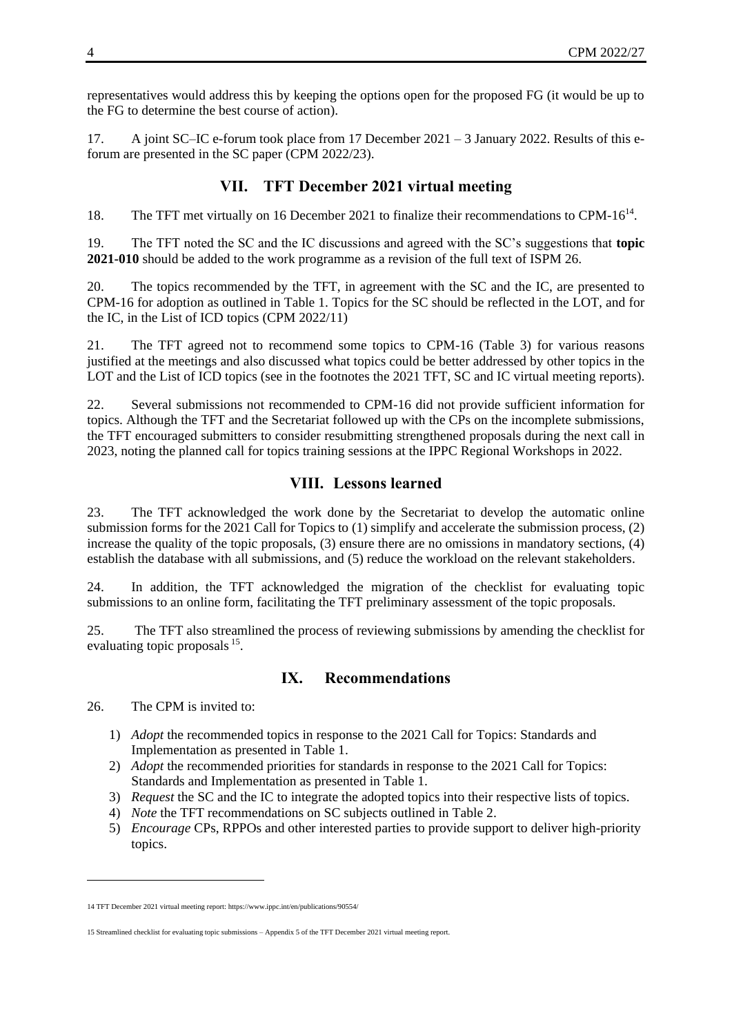representatives would address this by keeping the options open for the proposed FG (it would be up to the FG to determine the best course of action).

17. A joint SC–IC e-forum took place from 17 December 2021 – 3 January 2022. Results of this e-forum are presented in the SC paper (CPM 2022/23).

## VII. TFT December 2021 virtual meeting

18. The TFT met virtually on 16 December 2021 to finalize their recommendations to CPM-16[14].

19. The TFT noted the SC and the IC discussions and agreed with the SC's suggestions that **topic 2021-010** should be added to the work programme as a revision of the full text of ISPM 26.

20. The topics recommended by the TFT, in agreement with the SC and the IC, are presented to CPM-16 for adoption as outlined in Table 1. Topics for the SC should be reflected in the LOT, and for the IC, in the List of ICD topics (CPM 2022/11)

21. The TFT agreed not to recommend some topics to CPM-16 (Table 3) for various reasons justified at the meetings and also discussed what topics could be better addressed by other topics in the LOT and the List of ICD topics (see in the footnotes the 2021 TFT, SC and IC virtual meeting reports).

22. Several submissions not recommended to CPM-16 did not provide sufficient information for topics. Although the TFT and the Secretariat followed up with the CPs on the incomplete submissions, the TFT encouraged submitters to consider resubmitting strengthened proposals during the next call in 2023, noting the planned call for topics training sessions at the IPPC Regional Workshops in 2022.

## VIII. Lessons learned

23. The TFT acknowledged the work done by the Secretariat to develop the automatic online submission forms for the 2021 Call for Topics to (1) simplify and accelerate the submission process, (2) increase the quality of the topic proposals, (3) ensure there are no omissions in mandatory sections, (4) establish the database with all submissions, and (5) reduce the workload on the relevant stakeholders.

24. In addition, the TFT acknowledged the migration of the checklist for evaluating topic submissions to an online form, facilitating the TFT preliminary assessment of the topic proposals.

25. The TFT also streamlined the process of reviewing submissions by amending the checklist for evaluating topic proposals[15].

## IX. Recommendations

26. The CPM is invited to:

1) *Adopt* the recommended topics in response to the 2021 Call for Topics: Standards and Implementation as presented in Table 1.
2) *Adopt* the recommended priorities for standards in response to the 2021 Call for Topics: Standards and Implementation as presented in Table 1.
3) *Request* the SC and the IC to integrate the adopted topics into their respective lists of topics.
4) *Note* the TFT recommendations on SC subjects outlined in Table 2.
5) *Encourage* CPs, RPPOs and other interested parties to provide support to deliver high-priority topics.

---

14 TFT December 2021 virtual meeting report: https://www.ippc.int/en/publications/90554/

15 Streamlined checklist for evaluating topic submissions – Appendix 5 of the TFT December 2021 virtual meeting report.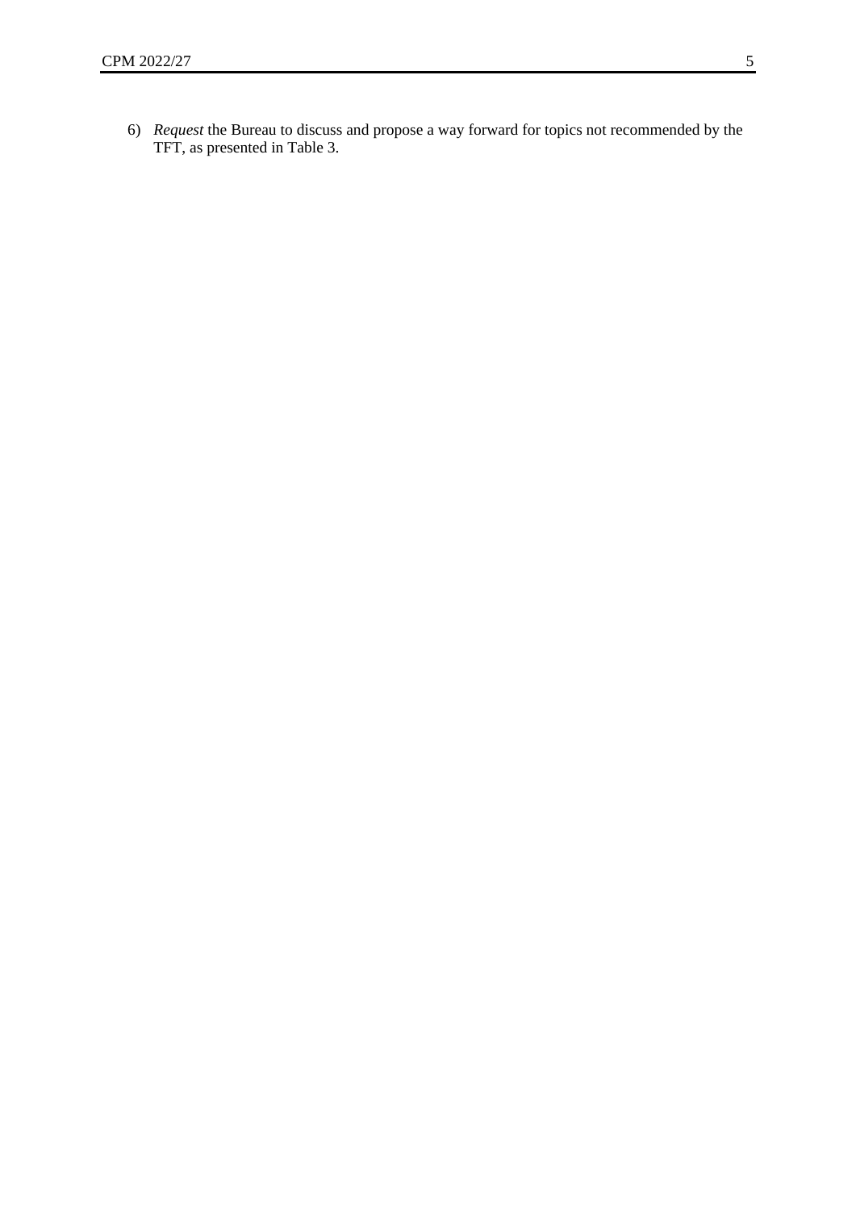6) *Request* the Bureau to discuss and propose a way forward for topics not recommended by the TFT, as presented in Table 3.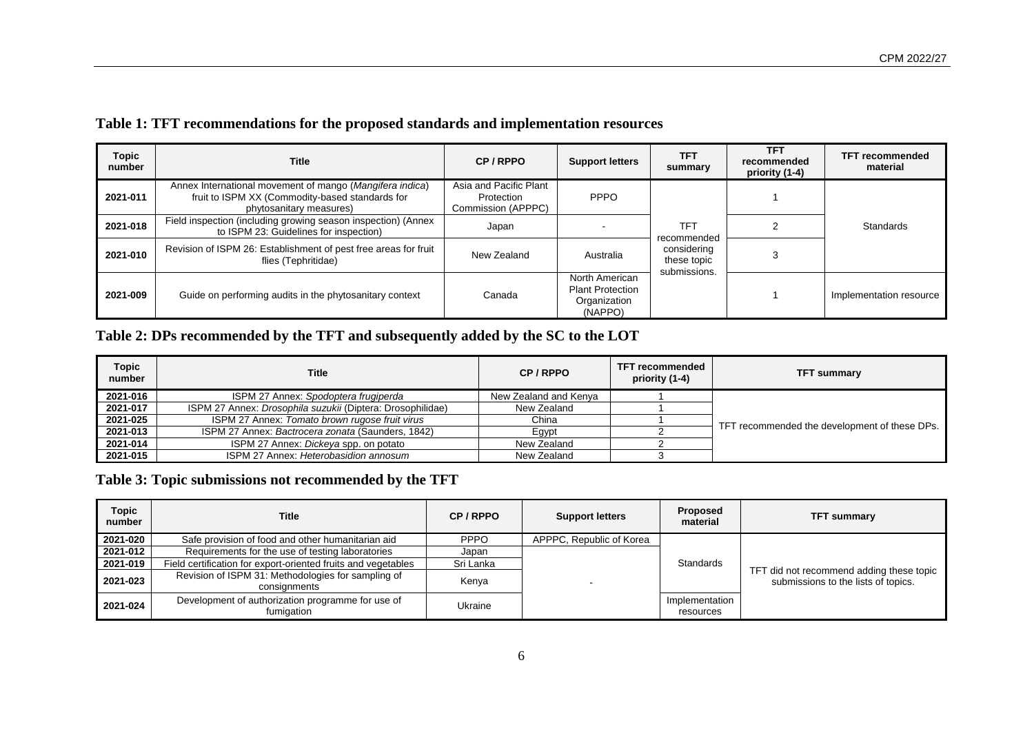## Table 1: TFT recommendations for the proposed standards and implementation resources

| Topic number | Title | CP / RPPO | Support letters | TFT summary | TFT recommended priority (1-4) | TFT recommended material |
|---|---|---|---|---|---|---|
| 2021-011 | Annex International movement of mango (*Mangifera indica*) fruit to ISPM XX (Commodity-based standards for phytosanitary measures) | Asia and Pacific Plant Protection Commission (APPPC) | PPPO | TFT recommended considering these topic submissions. | 1 | Standards |
| 2021-018 | Field inspection (including growing season inspection) (Annex to ISPM 23: Guidelines for inspection) | Japan | - | | 2 | |
| 2021-010 | Revision of ISPM 26: Establishment of pest free areas for fruit flies (Tephritidae) | New Zealand | Australia | | 3 | |
| 2021-009 | Guide on performing audits in the phytosanitary context | Canada | North American Plant Protection Organization (NAPPO) | | 1 | Implementation resource |

## Table 2: DPs recommended by the TFT and subsequently added by the SC to the LOT

| Topic number | Title | CP / RPPO | TFT recommended priority (1-4) | TFT summary |
|---|---|---|---|---|
| 2021-016 | ISPM 27 Annex: *Spodoptera frugiperda* | New Zealand and Kenya | 1 | TFT recommended the development of these DPs. |
| 2021-017 | ISPM 27 Annex: *Drosophila suzukii* (Diptera: Drosophilidae) | New Zealand | 1 | |
| 2021-025 | ISPM 27 Annex: *Tomato brown rugose fruit virus* | China | 1 | |
| 2021-013 | ISPM 27 Annex: *Bactrocera zonata* (Saunders, 1842) | Egypt | 2 | |
| 2021-014 | ISPM 27 Annex: *Dickeya* spp. on potato | New Zealand | 2 | |
| 2021-015 | ISPM 27 Annex: *Heterobasidion annosum* | New Zealand | 3 | |

## Table 3: Topic submissions not recommended by the TFT

| Topic number | Title | CP / RPPO | Support letters | Proposed material | TFT summary |
|---|---|---|---|---|---|
| 2021-020 | Safe provision of food and other humanitarian aid | PPPO | APPPC, Republic of Korea | Standards | TFT did not recommend adding these topic submissions to the lists of topics. |
| 2021-012 | Requirements for the use of testing laboratories | Japan | - | | |
| 2021-019 | Field certification for export-oriented fruits and vegetables | Sri Lanka | | | |
| 2021-023 | Revision of ISPM 31: Methodologies for sampling of consignments | Kenya | | | |
| 2021-024 | Development of authorization programme for use of fumigation | Ukraine | | Implementation resources | |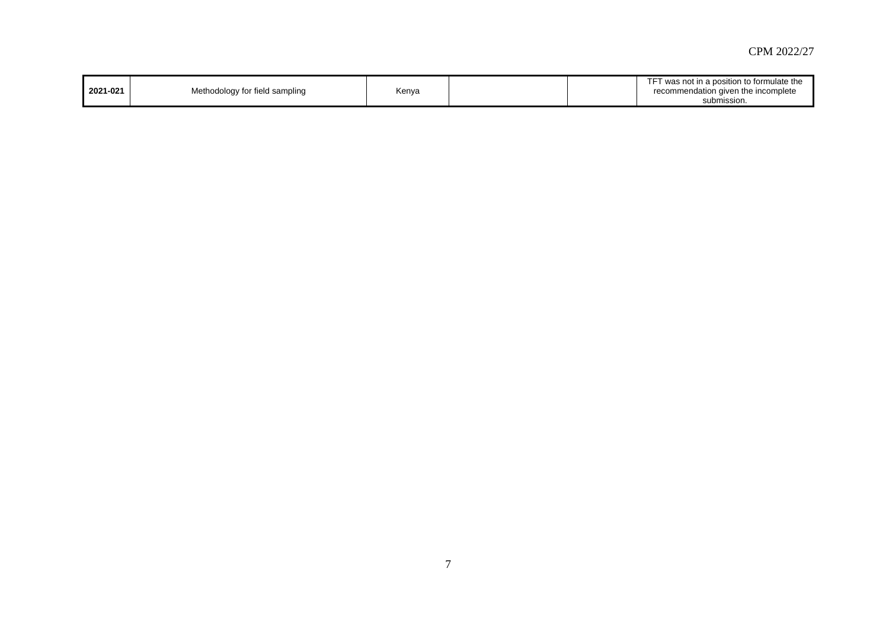| | | | | | |
|---|---|---|---|---|---|
| **2021-021** | Methodology for field sampling | Kenya | | | TFT was not in a position to formulate the recommendation given the incomplete submission. |